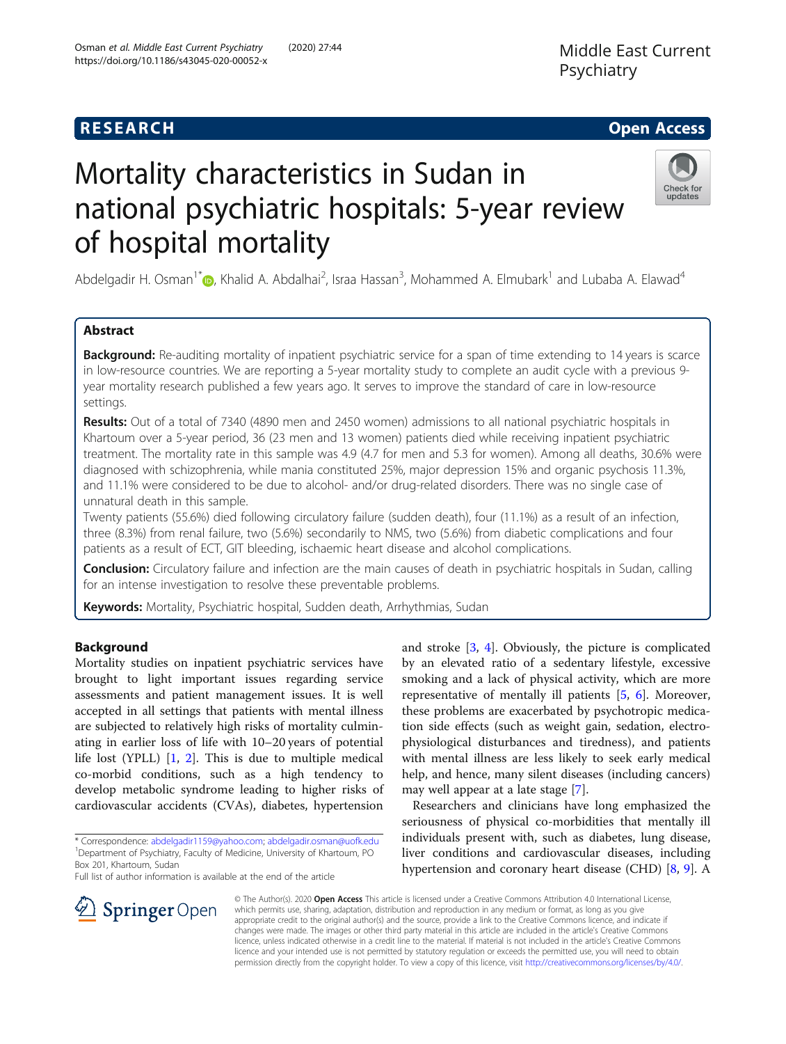RESEARCH

Open Access

# Mortality characteristics in Sudan in national psychiatric hospitals: 5-year review of hospital mortality

Abdelgadir H. Osman[1*], Khalid A. Abdalhai[2], Israa Hassan[3], Mohammed A. Elmubark[1] and Lubaba A. Elawad[4]

## Abstract

**Background:** Re-auditing mortality of inpatient psychiatric service for a span of time extending to 14 years is scarce in low-resource countries. We are reporting a 5-year mortality study to complete an audit cycle with a previous 9-year mortality research published a few years ago. It serves to improve the standard of care in low-resource settings.

**Results:** Out of a total of 7340 (4890 men and 2450 women) admissions to all national psychiatric hospitals in Khartoum over a 5-year period, 36 (23 men and 13 women) patients died while receiving inpatient psychiatric treatment. The mortality rate in this sample was 4.9 (4.7 for men and 5.3 for women). Among all deaths, 30.6% were diagnosed with schizophrenia, while mania constituted 25%, major depression 15% and organic psychosis 11.3%, and 11.1% were considered to be due to alcohol- and/or drug-related disorders. There was no single case of unnatural death in this sample.

Twenty patients (55.6%) died following circulatory failure (sudden death), four (11.1%) as a result of an infection, three (8.3%) from renal failure, two (5.6%) secondarily to NMS, two (5.6%) from diabetic complications and four patients as a result of ECT, GIT bleeding, ischaemic heart disease and alcohol complications.

**Conclusion:** Circulatory failure and infection are the main causes of death in psychiatric hospitals in Sudan, calling for an intense investigation to resolve these preventable problems.

**Keywords:** Mortality, Psychiatric hospital, Sudden death, Arrhythmias, Sudan

## Background

Mortality studies on inpatient psychiatric services have brought to light important issues regarding service assessments and patient management issues. It is well accepted in all settings that patients with mental illness are subjected to relatively high risks of mortality culminating in earlier loss of life with 10–20 years of potential life lost (YPLL) [1, 2]. This is due to multiple medical co-morbid conditions, such as a high tendency to develop metabolic syndrome leading to higher risks of cardiovascular accidents (CVAs), diabetes, hypertension and stroke [3, 4]. Obviously, the picture is complicated by an elevated ratio of a sedentary lifestyle, excessive smoking and a lack of physical activity, which are more representative of mentally ill patients [5, 6]. Moreover, these problems are exacerbated by psychotropic medication side effects (such as weight gain, sedation, electro-physiological disturbances and tiredness), and patients with mental illness are less likely to seek early medical help, and hence, many silent diseases (including cancers) may well appear at a late stage [7].

Researchers and clinicians have long emphasized the seriousness of physical co-morbidities that mentally ill individuals present with, such as diabetes, lung disease, liver conditions and cardiovascular diseases, including hypertension and coronary heart disease (CHD) [8, 9]. A

\* Correspondence: abdelgadir1159@yahoo.com; abdelgadir.osman@uofk.edu
[1]Department of Psychiatry, Faculty of Medicine, University of Khartoum, PO Box 201, Khartoum, Sudan
Full list of author information is available at the end of the article

© The Author(s). 2020 **Open Access** This article is licensed under a Creative Commons Attribution 4.0 International License, which permits use, sharing, adaptation, distribution and reproduction in any medium or format, as long as you give appropriate credit to the original author(s) and the source, provide a link to the Creative Commons licence, and indicate if changes were made. The images or other third party material in this article are included in the article's Creative Commons licence, unless indicated otherwise in a credit line to the material. If material is not included in the article's Creative Commons licence and your intended use is not permitted by statutory regulation or exceeds the permitted use, you will need to obtain permission directly from the copyright holder. To view a copy of this licence, visit http://creativecommons.org/licenses/by/4.0/.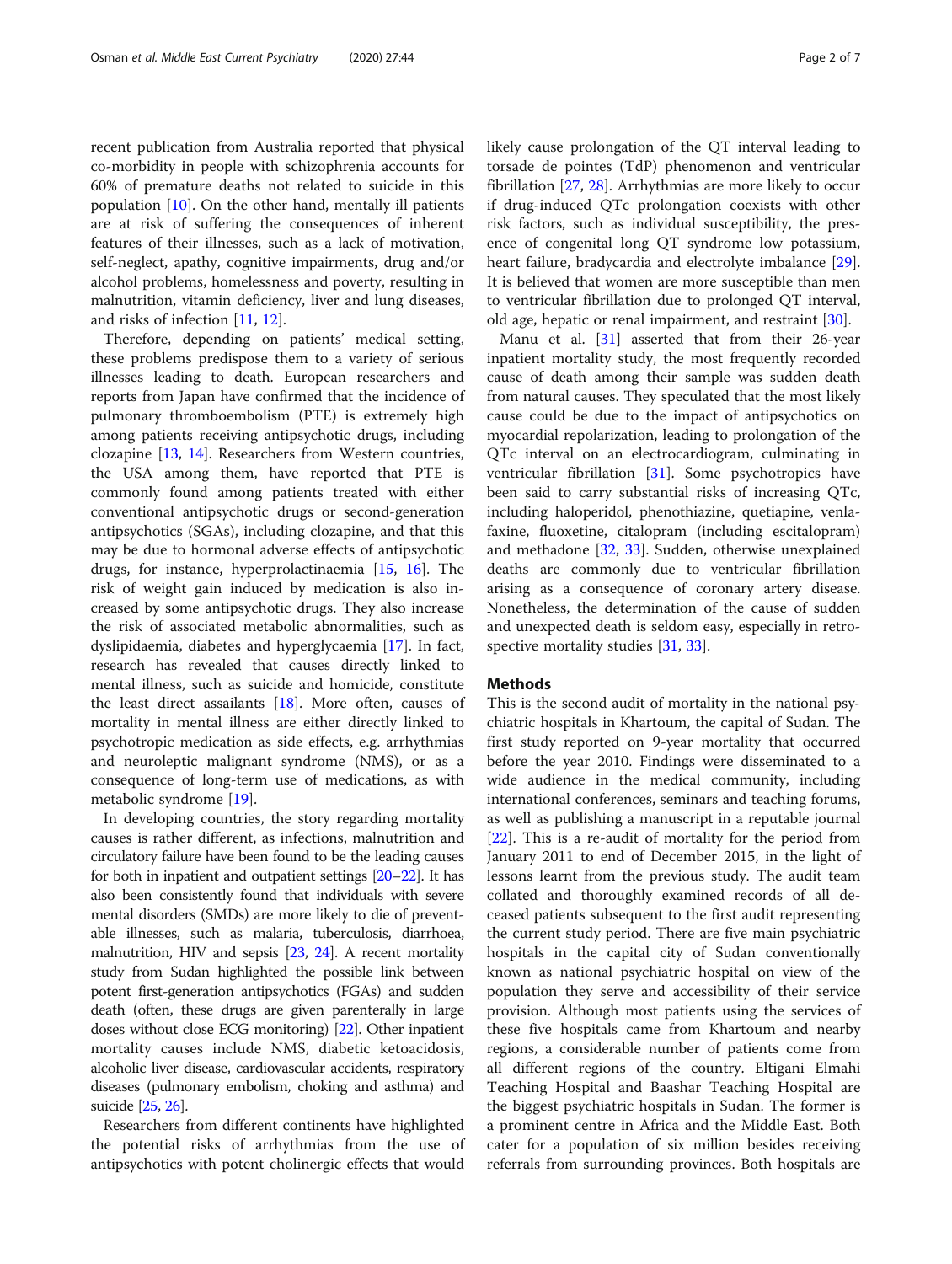recent publication from Australia reported that physical co-morbidity in people with schizophrenia accounts for 60% of premature deaths not related to suicide in this population [10]. On the other hand, mentally ill patients are at risk of suffering the consequences of inherent features of their illnesses, such as a lack of motivation, self-neglect, apathy, cognitive impairments, drug and/or alcohol problems, homelessness and poverty, resulting in malnutrition, vitamin deficiency, liver and lung diseases, and risks of infection [11, 12].

Therefore, depending on patients' medical setting, these problems predispose them to a variety of serious illnesses leading to death. European researchers and reports from Japan have confirmed that the incidence of pulmonary thromboembolism (PTE) is extremely high among patients receiving antipsychotic drugs, including clozapine [13, 14]. Researchers from Western countries, the USA among them, have reported that PTE is commonly found among patients treated with either conventional antipsychotic drugs or second-generation antipsychotics (SGAs), including clozapine, and that this may be due to hormonal adverse effects of antipsychotic drugs, for instance, hyperprolactinaemia [15, 16]. The risk of weight gain induced by medication is also increased by some antipsychotic drugs. They also increase the risk of associated metabolic abnormalities, such as dyslipidaemia, diabetes and hyperglycaemia [17]. In fact, research has revealed that causes directly linked to mental illness, such as suicide and homicide, constitute the least direct assailants [18]. More often, causes of mortality in mental illness are either directly linked to psychotropic medication as side effects, e.g. arrhythmias and neuroleptic malignant syndrome (NMS), or as a consequence of long-term use of medications, as with metabolic syndrome [19].

In developing countries, the story regarding mortality causes is rather different, as infections, malnutrition and circulatory failure have been found to be the leading causes for both in inpatient and outpatient settings [20–22]. It has also been consistently found that individuals with severe mental disorders (SMDs) are more likely to die of preventable illnesses, such as malaria, tuberculosis, diarrhoea, malnutrition, HIV and sepsis [23, 24]. A recent mortality study from Sudan highlighted the possible link between potent first-generation antipsychotics (FGAs) and sudden death (often, these drugs are given parenterally in large doses without close ECG monitoring) [22]. Other inpatient mortality causes include NMS, diabetic ketoacidosis, alcoholic liver disease, cardiovascular accidents, respiratory diseases (pulmonary embolism, choking and asthma) and suicide [25, 26].

Researchers from different continents have highlighted the potential risks of arrhythmias from the use of antipsychotics with potent cholinergic effects that would likely cause prolongation of the QT interval leading to torsade de pointes (TdP) phenomenon and ventricular fibrillation [27, 28]. Arrhythmias are more likely to occur if drug-induced QTc prolongation coexists with other risk factors, such as individual susceptibility, the presence of congenital long QT syndrome low potassium, heart failure, bradycardia and electrolyte imbalance [29]. It is believed that women are more susceptible than men to ventricular fibrillation due to prolonged QT interval, old age, hepatic or renal impairment, and restraint [30].

Manu et al. [31] asserted that from their 26-year inpatient mortality study, the most frequently recorded cause of death among their sample was sudden death from natural causes. They speculated that the most likely cause could be due to the impact of antipsychotics on myocardial repolarization, leading to prolongation of the QTc interval on an electrocardiogram, culminating in ventricular fibrillation [31]. Some psychotropics have been said to carry substantial risks of increasing QTc, including haloperidol, phenothiazine, quetiapine, venlafaxine, fluoxetine, citalopram (including escitalopram) and methadone [32, 33]. Sudden, otherwise unexplained deaths are commonly due to ventricular fibrillation arising as a consequence of coronary artery disease. Nonetheless, the determination of the cause of sudden and unexpected death is seldom easy, especially in retrospective mortality studies [31, 33].

## Methods

This is the second audit of mortality in the national psychiatric hospitals in Khartoum, the capital of Sudan. The first study reported on 9-year mortality that occurred before the year 2010. Findings were disseminated to a wide audience in the medical community, including international conferences, seminars and teaching forums, as well as publishing a manuscript in a reputable journal [22]. This is a re-audit of mortality for the period from January 2011 to end of December 2015, in the light of lessons learnt from the previous study. The audit team collated and thoroughly examined records of all deceased patients subsequent to the first audit representing the current study period. There are five main psychiatric hospitals in the capital city of Sudan conventionally known as national psychiatric hospital on view of the population they serve and accessibility of their service provision. Although most patients using the services of these five hospitals came from Khartoum and nearby regions, a considerable number of patients come from all different regions of the country. Eltigani Elmahi Teaching Hospital and Baashar Teaching Hospital are the biggest psychiatric hospitals in Sudan. The former is a prominent centre in Africa and the Middle East. Both cater for a population of six million besides receiving referrals from surrounding provinces. Both hospitals are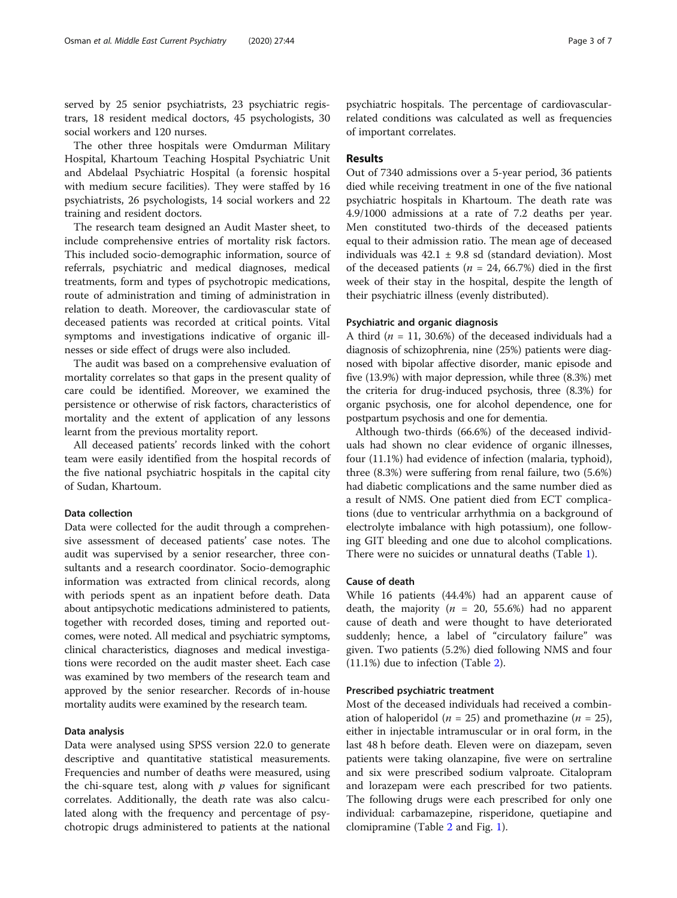served by 25 senior psychiatrists, 23 psychiatric registrars, 18 resident medical doctors, 45 psychologists, 30 social workers and 120 nurses.

The other three hospitals were Omdurman Military Hospital, Khartoum Teaching Hospital Psychiatric Unit and Abdelaal Psychiatric Hospital (a forensic hospital with medium secure facilities). They were staffed by 16 psychiatrists, 26 psychologists, 14 social workers and 22 training and resident doctors.

The research team designed an Audit Master sheet, to include comprehensive entries of mortality risk factors. This included socio-demographic information, source of referrals, psychiatric and medical diagnoses, medical treatments, form and types of psychotropic medications, route of administration and timing of administration in relation to death. Moreover, the cardiovascular state of deceased patients was recorded at critical points. Vital symptoms and investigations indicative of organic illnesses or side effect of drugs were also included.

The audit was based on a comprehensive evaluation of mortality correlates so that gaps in the present quality of care could be identified. Moreover, we examined the persistence or otherwise of risk factors, characteristics of mortality and the extent of application of any lessons learnt from the previous mortality report.

All deceased patients' records linked with the cohort team were easily identified from the hospital records of the five national psychiatric hospitals in the capital city of Sudan, Khartoum.

### Data collection

Data were collected for the audit through a comprehensive assessment of deceased patients' case notes. The audit was supervised by a senior researcher, three consultants and a research coordinator. Socio-demographic information was extracted from clinical records, along with periods spent as an inpatient before death. Data about antipsychotic medications administered to patients, together with recorded doses, timing and reported outcomes, were noted. All medical and psychiatric symptoms, clinical characteristics, diagnoses and medical investigations were recorded on the audit master sheet. Each case was examined by two members of the research team and approved by the senior researcher. Records of in-house mortality audits were examined by the research team.

### Data analysis

Data were analysed using SPSS version 22.0 to generate descriptive and quantitative statistical measurements. Frequencies and number of deaths were measured, using the chi-square test, along with $p$ values for significant correlates. Additionally, the death rate was also calculated along with the frequency and percentage of psychotropic drugs administered to patients at the national psychiatric hospitals. The percentage of cardiovascular-related conditions was calculated as well as frequencies of important correlates.

## Results

Out of 7340 admissions over a 5-year period, 36 patients died while receiving treatment in one of the five national psychiatric hospitals in Khartoum. The death rate was 4.9/1000 admissions at a rate of 7.2 deaths per year. Men constituted two-thirds of the deceased patients equal to their admission ratio. The mean age of deceased individuals was $42.1 \pm 9.8$ sd (standard deviation). Most of the deceased patients ($n$ = 24, 66.7%) died in the first week of their stay in the hospital, despite the length of their psychiatric illness (evenly distributed).

### Psychiatric and organic diagnosis

A third ($n$ = 11, 30.6%) of the deceased individuals had a diagnosis of schizophrenia, nine (25%) patients were diagnosed with bipolar affective disorder, manic episode and five (13.9%) with major depression, while three (8.3%) met the criteria for drug-induced psychosis, three (8.3%) for organic psychosis, one for alcohol dependence, one for postpartum psychosis and one for dementia.

Although two-thirds (66.6%) of the deceased individuals had shown no clear evidence of organic illnesses, four (11.1%) had evidence of infection (malaria, typhoid), three (8.3%) were suffering from renal failure, two (5.6%) had diabetic complications and the same number died as a result of NMS. One patient died from ECT complications (due to ventricular arrhythmia on a background of electrolyte imbalance with high potassium), one following GIT bleeding and one due to alcohol complications. There were no suicides or unnatural deaths (Table 1).

### Cause of death

While 16 patients (44.4%) had an apparent cause of death, the majority ($n$ = 20, 55.6%) had no apparent cause of death and were thought to have deteriorated suddenly; hence, a label of "circulatory failure" was given. Two patients (5.2%) died following NMS and four (11.1%) due to infection (Table 2).

### Prescribed psychiatric treatment

Most of the deceased individuals had received a combination of haloperidol ($n$ = 25) and promethazine ($n$ = 25), either in injectable intramuscular or in oral form, in the last 48 h before death. Eleven were on diazepam, seven patients were taking olanzapine, five were on sertraline and six were prescribed sodium valproate. Citalopram and lorazepam were each prescribed for two patients. The following drugs were each prescribed for only one individual: carbamazepine, risperidone, quetiapine and clomipramine (Table 2 and Fig. 1).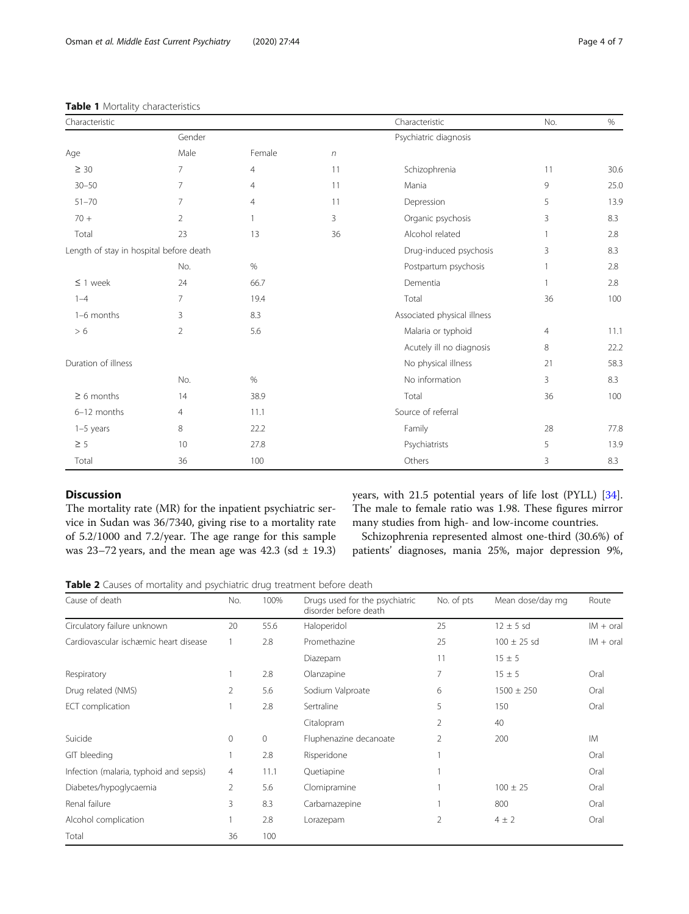**Table 1** Mortality characteristics

| Characteristic | | | | Characteristic | No. | % |
|---|---|---|---|---|---|---|
| | Gender | | | Psychiatric diagnosis | | |
| Age | Male | Female | *n* | | | |
| ≥ 30 | 7 | 4 | 11 | Schizophrenia | 11 | 30.6 |
| 30–50 | 7 | 4 | 11 | Mania | 9 | 25.0 |
| 51–70 | 7 | 4 | 11 | Depression | 5 | 13.9 |
| 70 + | 2 | 1 | 3 | Organic psychosis | 3 | 8.3 |
| Total | 23 | 13 | 36 | Alcohol related | 1 | 2.8 |
| Length of stay in hospital before death | | | | Drug-induced psychosis | 3 | 8.3 |
| | No. | % | | Postpartum psychosis | 1 | 2.8 |
| ≤ 1 week | 24 | 66.7 | | Dementia | 1 | 2.8 |
| 1–4 | 7 | 19.4 | | Total | 36 | 100 |
| 1–6 months | 3 | 8.3 | | Associated physical illness | | |
| > 6 | 2 | 5.6 | | Malaria or typhoid | 4 | 11.1 |
| | | | | Acutely ill no diagnosis | 8 | 22.2 |
| Duration of illness | | | | No physical illness | 21 | 58.3 |
| | No. | % | | No information | 3 | 8.3 |
| ≥ 6 months | 14 | 38.9 | | Total | 36 | 100 |
| 6–12 months | 4 | 11.1 | | Source of referral | | |
| 1–5 years | 8 | 22.2 | | Family | 28 | 77.8 |
| ≥ 5 | 10 | 27.8 | | Psychiatrists | 5 | 13.9 |
| Total | 36 | 100 | | Others | 3 | 8.3 |

## Discussion

The mortality rate (MR) for the inpatient psychiatric service in Sudan was 36/7340, giving rise to a mortality rate of 5.2/1000 and 7.2/year. The age range for this sample was 23–72 years, and the mean age was 42.3 (sd ± 19.3) years, with 21.5 potential years of life lost (PYLL) [34]. The male to female ratio was 1.98. These figures mirror many studies from high- and low-income countries.

Schizophrenia represented almost one-third (30.6%) of patients' diagnoses, mania 25%, major depression 9%,

**Table 2** Causes of mortality and psychiatric drug treatment before death

| Cause of death | No. | 100% | Drugs used for the psychiatric disorder before death | No. of pts | Mean dose/day mg | Route |
|---|---|---|---|---|---|---|
| Circulatory failure unknown | 20 | 55.6 | Haloperidol | 25 | 12 ± 5 sd | IM + oral |
| Cardiovascular ischæmic heart disease | 1 | 2.8 | Promethazine | 25 | 100 ± 25 sd | IM + oral |
| | | | Diazepam | 11 | 15 ± 5 | |
| Respiratory | 1 | 2.8 | Olanzapine | 7 | 15 ± 5 | Oral |
| Drug related (NMS) | 2 | 5.6 | Sodium Valproate | 6 | 1500 ± 250 | Oral |
| ECT complication | 1 | 2.8 | Sertraline | 5 | 150 | Oral |
| | | | Citalopram | 2 | 40 | |
| Suicide | 0 | 0 | Fluphenazine decanoate | 2 | 200 | IM |
| GIT bleeding | 1 | 2.8 | Risperidone | 1 | | Oral |
| Infection (malaria, typhoid and sepsis) | 4 | 11.1 | Quetiapine | 1 | | Oral |
| Diabetes/hypoglycaemia | 2 | 5.6 | Clomipramine | 1 | 100 ± 25 | Oral |
| Renal failure | 3 | 8.3 | Carbamazepine | 1 | 800 | Oral |
| Alcohol complication | 1 | 2.8 | Lorazepam | 2 | 4 ± 2 | Oral |
| Total | 36 | 100 | | | | |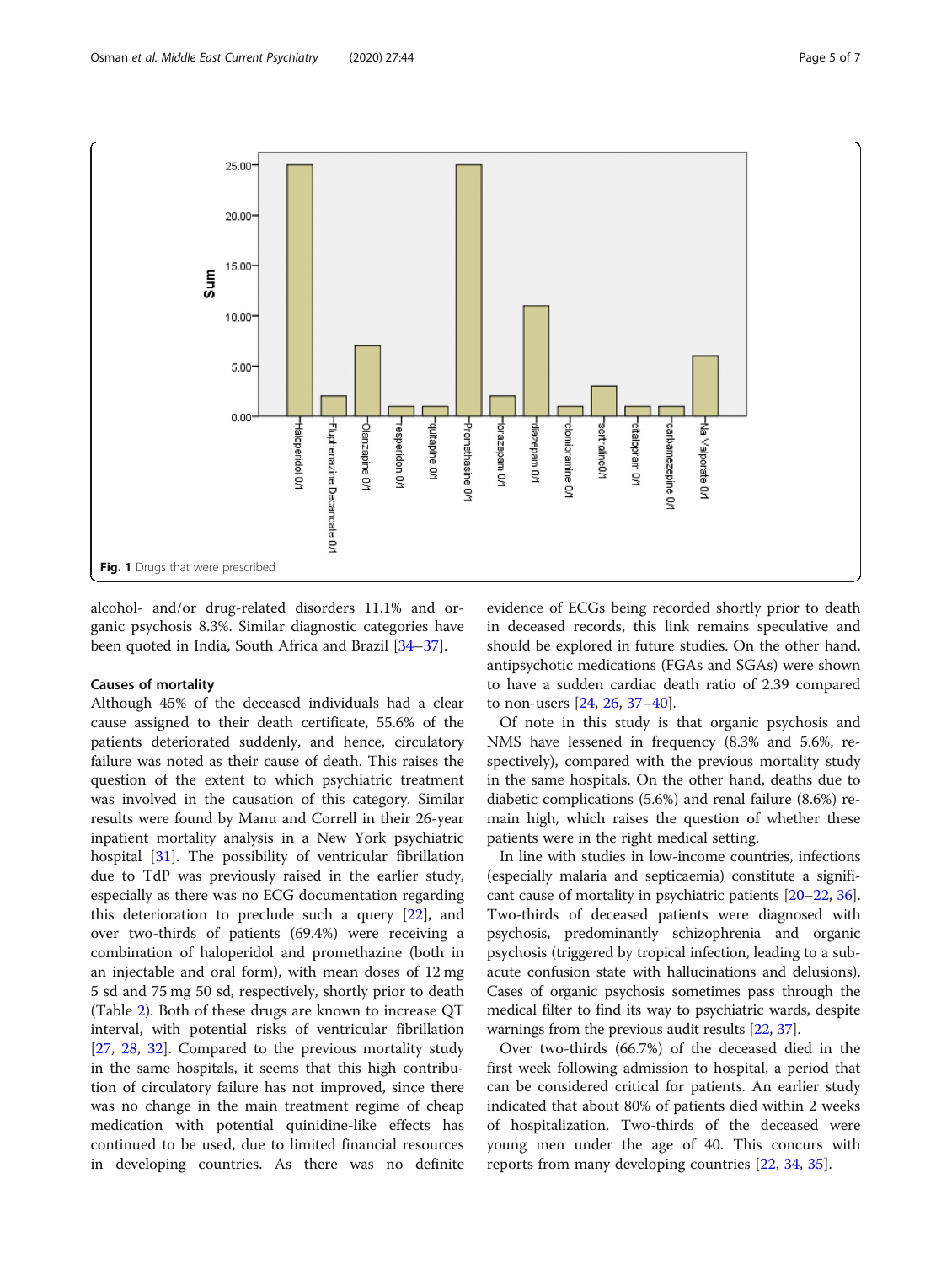Fig. 1 Drugs that were prescribed

alcohol- and/or drug-related disorders 11.1% and organic psychosis 8.3%. Similar diagnostic categories have been quoted in India, South Africa and Brazil [34–37].

### Causes of mortality

Although 45% of the deceased individuals had a clear cause assigned to their death certificate, 55.6% of the patients deteriorated suddenly, and hence, circulatory failure was noted as their cause of death. This raises the question of the extent to which psychiatric treatment was involved in the causation of this category. Similar results were found by Manu and Correll in their 26-year inpatient mortality analysis in a New York psychiatric hospital [31]. The possibility of ventricular fibrillation due to TdP was previously raised in the earlier study, especially as there was no ECG documentation regarding this deterioration to preclude such a query [22], and over two-thirds of patients (69.4%) were receiving a combination of haloperidol and promethazine (both in an injectable and oral form), with mean doses of 12 mg 5 sd and 75 mg 50 sd, respectively, shortly prior to death (Table 2). Both of these drugs are known to increase QT interval, with potential risks of ventricular fibrillation [27, 28, 32]. Compared to the previous mortality study in the same hospitals, it seems that this high contribution of circulatory failure has not improved, since there was no change in the main treatment regime of cheap medication with potential quinidine-like effects has continued to be used, due to limited financial resources in developing countries. As there was no definite evidence of ECGs being recorded shortly prior to death in deceased records, this link remains speculative and should be explored in future studies. On the other hand, antipsychotic medications (FGAs and SGAs) were shown to have a sudden cardiac death ratio of 2.39 compared to non-users [24, 26, 37–40].

Of note in this study is that organic psychosis and NMS have lessened in frequency (8.3% and 5.6%, respectively), compared with the previous mortality study in the same hospitals. On the other hand, deaths due to diabetic complications (5.6%) and renal failure (8.6%) remain high, which raises the question of whether these patients were in the right medical setting.

In line with studies in low-income countries, infections (especially malaria and septicaemia) constitute a significant cause of mortality in psychiatric patients [20–22, 36]. Two-thirds of deceased patients were diagnosed with psychosis, predominantly schizophrenia and organic psychosis (triggered by tropical infection, leading to a subacute confusion state with hallucinations and delusions). Cases of organic psychosis sometimes pass through the medical filter to find its way to psychiatric wards, despite warnings from the previous audit results [22, 37].

Over two-thirds (66.7%) of the deceased died in the first week following admission to hospital, a period that can be considered critical for patients. An earlier study indicated that about 80% of patients died within 2 weeks of hospitalization. Two-thirds of the deceased were young men under the age of 40. This concurs with reports from many developing countries [22, 34, 35].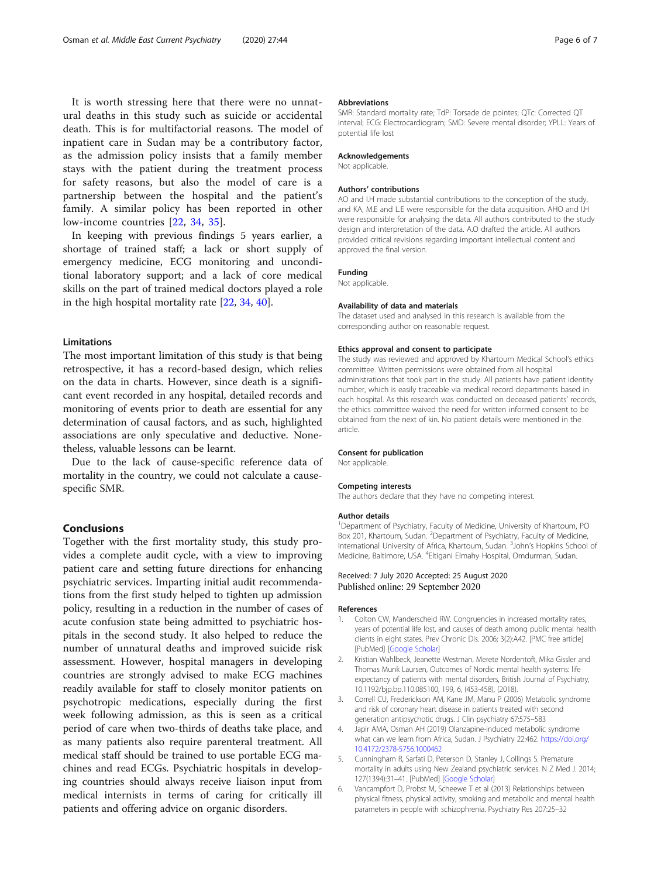It is worth stressing here that there were no unnatural deaths in this study such as suicide or accidental death. This is for multifactorial reasons. The model of inpatient care in Sudan may be a contributory factor, as the admission policy insists that a family member stays with the patient during the treatment process for safety reasons, but also the model of care is a partnership between the hospital and the patient's family. A similar policy has been reported in other low-income countries [22, 34, 35].

In keeping with previous findings 5 years earlier, a shortage of trained staff; a lack or short supply of emergency medicine, ECG monitoring and unconditional laboratory support; and a lack of core medical skills on the part of trained medical doctors played a role in the high hospital mortality rate [22, 34, 40].

### Limitations

The most important limitation of this study is that being retrospective, it has a record-based design, which relies on the data in charts. However, since death is a significant event recorded in any hospital, detailed records and monitoring of events prior to death are essential for any determination of causal factors, and as such, highlighted associations are only speculative and deductive. Nonetheless, valuable lessons can be learnt.

Due to the lack of cause-specific reference data of mortality in the country, we could not calculate a cause-specific SMR.

## Conclusions

Together with the first mortality study, this study provides a complete audit cycle, with a view to improving patient care and setting future directions for enhancing psychiatric services. Imparting initial audit recommendations from the first study helped to tighten up admission policy, resulting in a reduction in the number of cases of acute confusion state being admitted to psychiatric hospitals in the second study. It also helped to reduce the number of unnatural deaths and improved suicide risk assessment. However, hospital managers in developing countries are strongly advised to make ECG machines readily available for staff to closely monitor patients on psychotropic medications, especially during the first week following admission, as this is seen as a critical period of care when two-thirds of deaths take place, and as many patients also require parenteral treatment. All medical staff should be trained to use portable ECG machines and read ECGs. Psychiatric hospitals in developing countries should always receive liaison input from medical internists in terms of caring for critically ill patients and offering advice on organic disorders.

#### Abbreviations

SMR: Standard mortality rate; TdP: Torsade de pointes; QTc: Corrected QT interval; ECG: Electrocardiogram; SMD: Severe mental disorder; YPLL: Years of potential life lost

#### Acknowledgements

Not applicable.

#### Authors' contributions

AO and I.H made substantial contributions to the conception of the study, and KA, M.E and L.E were responsible for the data acquisition. AHO and I.H were responsible for analysing the data. All authors contributed to the study design and interpretation of the data. A.O drafted the article. All authors provided critical revisions regarding important intellectual content and approved the final version.

#### Funding

Not applicable.

#### Availability of data and materials

The dataset used and analysed in this research is available from the corresponding author on reasonable request.

#### Ethics approval and consent to participate

The study was reviewed and approved by Khartoum Medical School's ethics committee. Written permissions were obtained from all hospital administrations that took part in the study. All patients have patient identity number, which is easily traceable via medical record departments based in each hospital. As this research was conducted on deceased patients' records, the ethics committee waived the need for written informed consent to be obtained from the next of kin. No patient details were mentioned in the article.

#### Consent for publication

Not applicable.

#### Competing interests

The authors declare that they have no competing interest.

#### Author details

[1]Department of Psychiatry, Faculty of Medicine, University of Khartoum, PO Box 201, Khartoum, Sudan. [2]Department of Psychiatry, Faculty of Medicine, International University of Africa, Khartoum, Sudan. [3]John's Hopkins School of Medicine, Baltimore, USA. [4]Eltigani Elmahy Hospital, Omdurman, Sudan.

Received: 7 July 2020 Accepted: 25 August 2020
Published online: 29 September 2020

#### References

1. Colton CW, Manderscheid RW. Congruencies in increased mortality rates, years of potential life lost, and causes of death among public mental health clients in eight states. Prev Chronic Dis. 2006; 3(2):A42. [PMC free article] [PubMed] [Google Scholar]
2. Kristian Wahlbeck, Jeanette Westman, Merete Nordentoft, Mika Gissler and Thomas Munk Laursen, Outcomes of Nordic mental health systems: life expectancy of patients with mental disorders, British Journal of Psychiatry, 10.1192/bjp.bp.110.085100, 199, 6, (453-458), (2018).
3. Correll CU, Frederickson AM, Kane JM, Manu P (2006) Metabolic syndrome and risk of coronary heart disease in patients treated with second generation antipsychotic drugs. J Clin psychiatry 67:575–583
4. Japir AMA, Osman AH (2019) Olanzapine-induced metabolic syndrome what can we learn from Africa, Sudan. J Psychiatry 22:462. https://doi.org/10.4172/2378-5756.1000462
5. Cunningham R, Sarfati D, Peterson D, Stanley J, Collings S. Premature mortality in adults using New Zealand psychiatric services. N Z Med J. 2014; 127(1394):31–41. [PubMed] [Google Scholar]
6. Vancampfort D, Probst M, Scheewe T et al (2013) Relationships between physical fitness, physical activity, smoking and metabolic and mental health parameters in people with schizophrenia. Psychiatry Res 207:25–32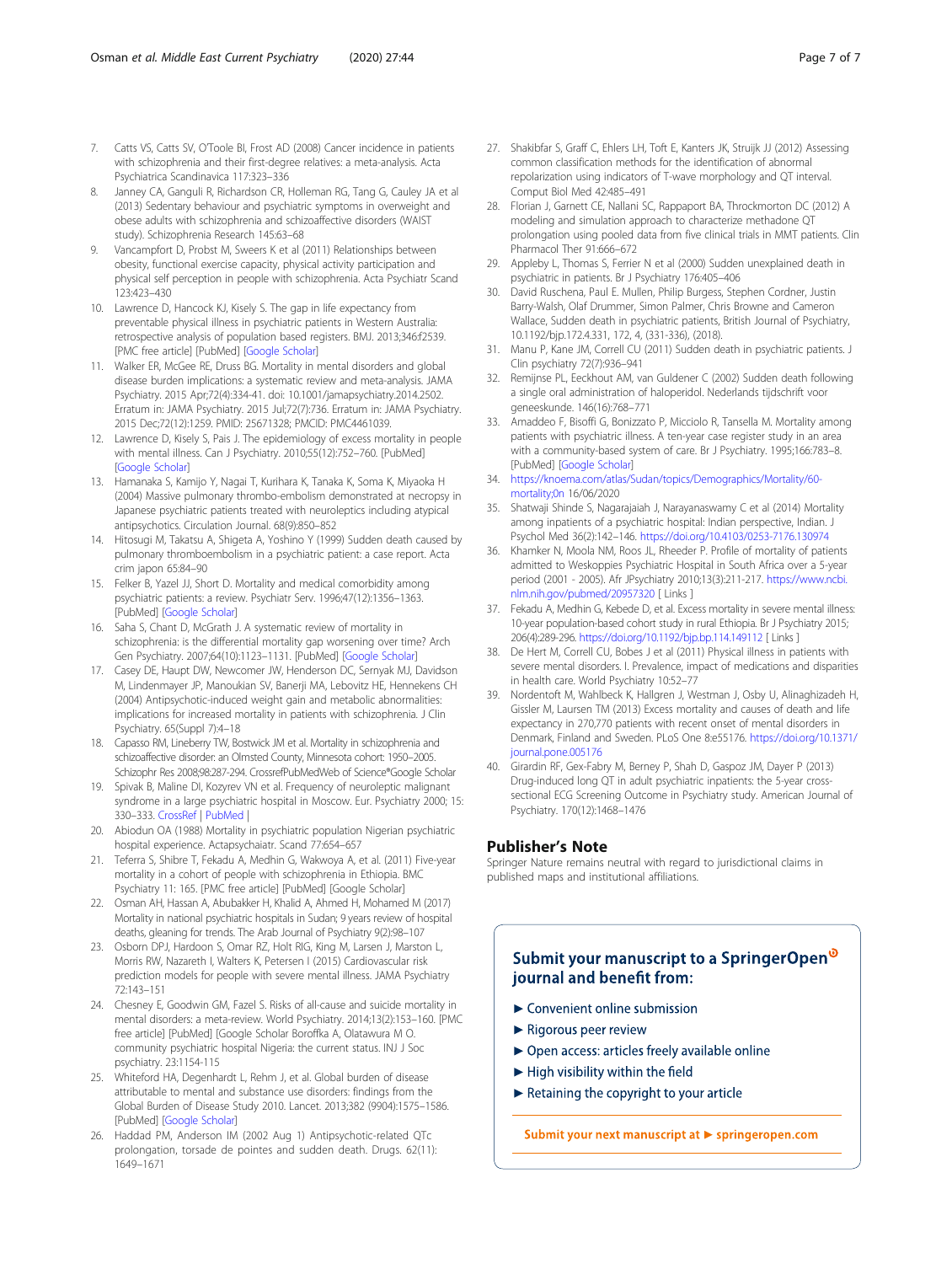7. Catts VS, Catts SV, O'Toole BI, Frost AD (2008) Cancer incidence in patients with schizophrenia and their first-degree relatives: a meta-analysis. Acta Psychiatrica Scandinavica 117:323–336
8. Janney CA, Ganguli R, Richardson CR, Holleman RG, Tang G, Cauley JA et al (2013) Sedentary behaviour and psychiatric symptoms in overweight and obese adults with schizophrenia and schizoaffective disorders (WAIST study). Schizophrenia Research 145:63–68
9. Vancampfort D, Probst M, Sweers K et al (2011) Relationships between obesity, functional exercise capacity, physical activity participation and physical self perception in people with schizophrenia. Acta Psychiatr Scand 123:423–430
10. Lawrence D, Hancock KJ, Kisely S. The gap in life expectancy from preventable physical illness in psychiatric patients in Western Australia: retrospective analysis of population based registers. BMJ. 2013;346:f2539. [PMC free article] [PubMed] [Google Scholar]
11. Walker ER, McGee RE, Druss BG. Mortality in mental disorders and global disease burden implications: a systematic review and meta-analysis. JAMA Psychiatry. 2015 Apr;72(4):334-41. doi: 10.1001/jamapsychiatry.2014.2502. Erratum in: JAMA Psychiatry. 2015 Jul;72(7):736. Erratum in: JAMA Psychiatry. 2015 Dec;72(12):1259. PMID: 25671328; PMCID: PMC4461039.
12. Lawrence D, Kisely S, Pais J. The epidemiology of excess mortality in people with mental illness. Can J Psychiatry. 2010;55(12):752–760. [PubMed] [Google Scholar]
13. Hamanaka S, Kamijo Y, Nagai T, Kurihara K, Tanaka K, Soma K, Miyaoka H (2004) Massive pulmonary thrombo-embolism demonstrated at necropsy in Japanese psychiatric patients treated with neuroleptics including atypical antipsychotics. Circulation Journal. 68(9):850–852
14. Hitosugi M, Takatsu A, Shigeta A, Yoshino Y (1999) Sudden death caused by pulmonary thromboembolism in a psychiatric patient: a case report. Acta crim japon 65:84–90
15. Felker B, Yazel JJ, Short D. Mortality and medical comorbidity among psychiatric patients: a review. Psychiatr Serv. 1996;47(12):1356–1363. [PubMed] [Google Scholar]
16. Saha S, Chant D, McGrath J. A systematic review of mortality in schizophrenia: is the differential mortality gap worsening over time? Arch Gen Psychiatry. 2007;64(10):1123–1131. [PubMed] [Google Scholar]
17. Casey DE, Haupt DW, Newcomer JW, Henderson DC, Sernyak MJ, Davidson M, Lindenmayer JP, Manoukian SV, Banerji MA, Lebovitz HE, Hennekens CH (2004) Antipsychotic-induced weight gain and metabolic abnormalities: implications for increased mortality in patients with schizophrenia. J Clin Psychiatry. 65(Suppl 7):4–18
18. Capasso RM, Lineberry TW, Bostwick JM et al. Mortality in schizophrenia and schizoaffective disorder: an Olmsted County, Minnesota cohort: 1950–2005. Schizophr Res 2008;98:287-294. CrossrefPubMedWeb of Science®Google Scholar
19. Spivak B, Maline DI, Kozyrev VN et al. Frequency of neuroleptic malignant syndrome in a large psychiatric hospital in Moscow. Eur. Psychiatry 2000; 15: 330–333. CrossRef | PubMed |
20. Abiodun OA (1988) Mortality in psychiatric population Nigerian psychiatric hospital experience. Actapsychaiatr. Scand 77:654–657
21. Teferra S, Shibre T, Fekadu A, Medhin G, Wakwoya A, et al. (2011) Five-year mortality in a cohort of people with schizophrenia in Ethiopia. BMC Psychiatry 11: 165. [PMC free article] [PubMed] [Google Scholar]
22. Osman AH, Hassan A, Abubakker H, Khalid A, Ahmed H, Mohamed M (2017) Mortality in national psychiatric hospitals in Sudan; 9 years review of hospital deaths, gleaning for trends. The Arab Journal of Psychiatry 9(2):98–107
23. Osborn DPJ, Hardoon S, Omar RZ, Holt RIG, King M, Larsen J, Marston L, Morris RW, Nazareth I, Walters K, Petersen I (2015) Cardiovascular risk prediction models for people with severe mental illness. JAMA Psychiatry 72:143–151
24. Chesney E, Goodwin GM, Fazel S. Risks of all-cause and suicide mortality in mental disorders: a meta-review. World Psychiatry. 2014;13(2):153–160. [PMC free article] [PubMed] [Google Scholar Boroffka A, Olatawura M O. community psychiatric hospital Nigeria: the current status. INJ J Soc psychiatry. 23:1154-115
25. Whiteford HA, Degenhardt L, Rehm J, et al. Global burden of disease attributable to mental and substance use disorders: findings from the Global Burden of Disease Study 2010. Lancet. 2013;382 (9904):1575–1586. [PubMed] [Google Scholar]
26. Haddad PM, Anderson IM (2002 Aug 1) Antipsychotic-related QTc prolongation, torsade de pointes and sudden death. Drugs. 62(11): 1649–1671
27. Shakibfar S, Graff C, Ehlers LH, Toft E, Kanters JK, Struijk JJ (2012) Assessing common classification methods for the identification of abnormal repolarization using indicators of T-wave morphology and QT interval. Comput Biol Med 42:485–491
28. Florian J, Garnett CE, Nallani SC, Rappaport BA, Throckmorton DC (2012) A modeling and simulation approach to characterize methadone QT prolongation using pooled data from five clinical trials in MMT patients. Clin Pharmacol Ther 91:666–672
29. Appleby L, Thomas S, Ferrier N et al (2000) Sudden unexplained death in psychiatric in patients. Br J Psychiatry 176:405–406
30. David Ruschena, Paul E. Mullen, Philip Burgess, Stephen Cordner, Justin Barry-Walsh, Olaf Drummer, Simon Palmer, Chris Browne and Cameron Wallace, Sudden death in psychiatric patients, British Journal of Psychiatry, 10.1192/bjp.172.4.331, 172, 4, (331-336), (2018).
31. Manu P, Kane JM, Correll CU (2011) Sudden death in psychiatric patients. J Clin psychiatry 72(7):936–941
32. Remijnse PL, Eeckhout AM, van Guldener C (2002) Sudden death following a single oral administration of haloperidol. Nederlands tijdschrift voor geneeskunde. 146(16):768–771
33. Amaddeo F, Bisoffi G, Bonizzato P, Micciolo R, Tansella M. Mortality among patients with psychiatric illness. A ten-year case register study in an area with a community-based system of care. Br J Psychiatry. 1995;166:783–8. [PubMed] [Google Scholar]
34. https://knoema.com/atlas/Sudan/topics/Demographics/Mortality/60-mortality;0n 16/06/2020
35. Shatwaji Shinde S, Nagarajaiah J, Narayanaswamy C et al (2014) Mortality among inpatients of a psychiatric hospital: Indian perspective, Indian. J Psychol Med 36(2):142–146. https://doi.org/10.4103/0253-7176.130974
36. Khamker N, Moola NM, Roos JL, Rheeder P. Profile of mortality of patients admitted to Weskoppies Psychiatric Hospital in South Africa over a 5-year period (2001 - 2005). Afr JPsychiatry 2010;13(3):211-217. https://www.ncbi.nlm.nih.gov/pubmed/20957320 [ Links ]
37. Fekadu A, Medhin G, Kebede D, et al. Excess mortality in severe mental illness: 10-year population-based cohort study in rural Ethiopia. Br J Psychiatry 2015; 206(4):289-296. https://doi.org/10.1192/bjp.bp.114.149112 [ Links ]
38. De Hert M, Correll CU, Bobes J et al (2011) Physical illness in patients with severe mental disorders. I. Prevalence, impact of medications and disparities in health care. World Psychiatry 10:52–77
39. Nordentoft M, Wahlbeck K, Hallgren J, Westman J, Osby U, Alinaghizadeh H, Gissler M, Laursen TM (2013) Excess mortality and causes of death and life expectancy in 270,770 patients with recent onset of mental disorders in Denmark, Finland and Sweden. PLoS One 8:e55176. https://doi.org/10.1371/journal.pone.005176
40. Girardin RF, Gex-Fabry M, Berney P, Shah D, Gaspoz JM, Dayer P (2013) Drug-induced long QT in adult psychiatric inpatients: the 5-year cross-sectional ECG Screening Outcome in Psychiatry study. American Journal of Psychiatry. 170(12):1468–1476

## Publisher's Note

Springer Nature remains neutral with regard to jurisdictional claims in published maps and institutional affiliations.

**Submit your manuscript to a SpringerOpen journal and benefit from:**

- ► Convenient online submission
- ► Rigorous peer review
- ► Open access: articles freely available online
- ► High visibility within the field
- ► Retaining the copyright to your article

**Submit your next manuscript at ► springeropen.com**